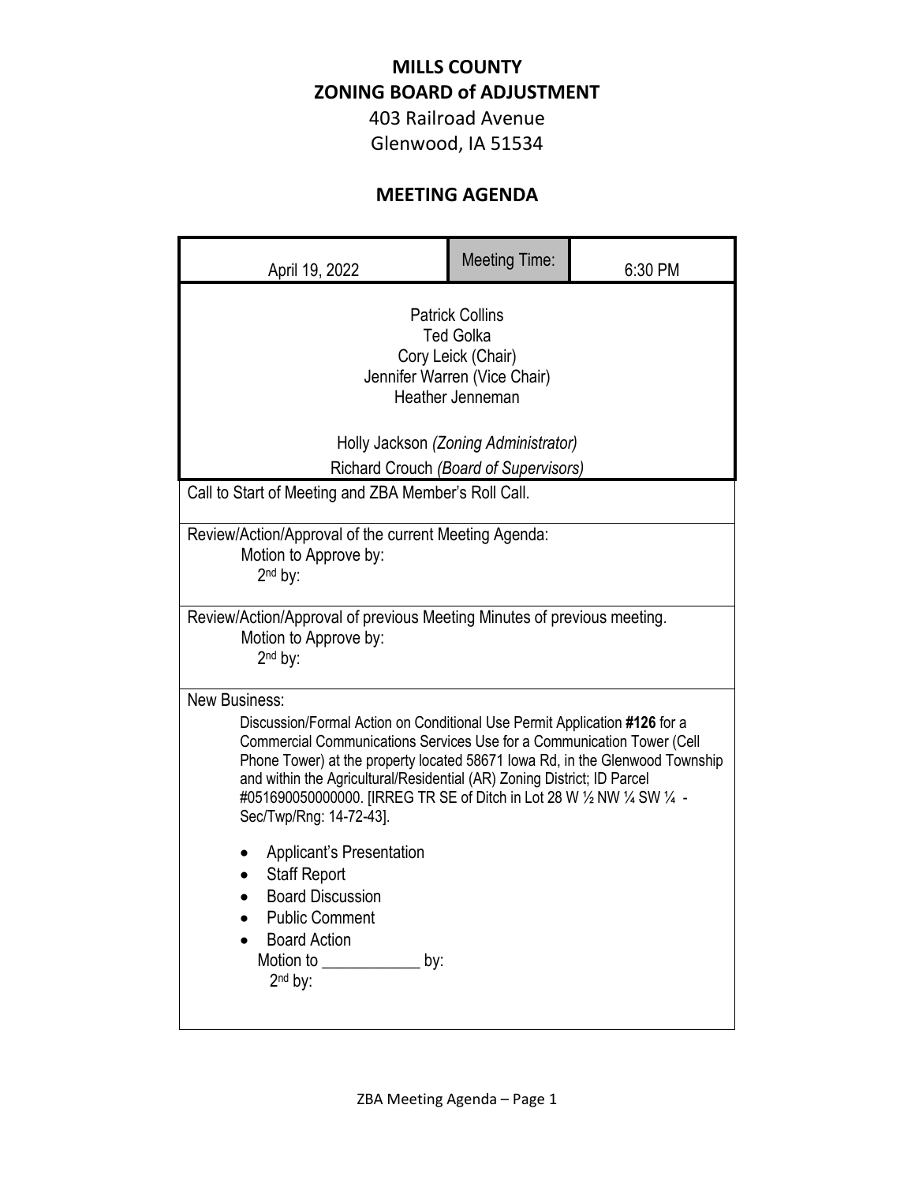# MILLS COUNTY
# ZONING BOARD of ADJUSTMENT

403 Railroad Avenue
Glenwood, IA 51534

## MEETING AGENDA

| April 19, 2022 | Meeting Time: | 6:30 PM |
|---|---|---|

Patrick Collins
Ted Golka
Cory Leick (Chair)
Jennifer Warren (Vice Chair)
Heather Jenneman

Holly Jackson *(Zoning Administrator)*
Richard Crouch *(Board of Supervisors)*

Call to Start of Meeting and ZBA Member's Roll Call.

Review/Action/Approval of the current Meeting Agenda:
Motion to Approve by:
2nd by:

Review/Action/Approval of previous Meeting Minutes of previous meeting.
Motion to Approve by:
2nd by:

New Business:

Discussion/Formal Action on Conditional Use Permit Application **#126** for a Commercial Communications Services Use for a Communication Tower (Cell Phone Tower) at the property located 58671 Iowa Rd, in the Glenwood Township and within the Agricultural/Residential (AR) Zoning District; ID Parcel #051690050000000. [IRREG TR SE of Ditch in Lot 28 W ½ NW ¼ SW ¼ - Sec/Twp/Rng: 14-72-43].

- Applicant's Presentation
- Staff Report
- Board Discussion
- Public Comment
- Board Action

Motion to ____________ by:
2nd by: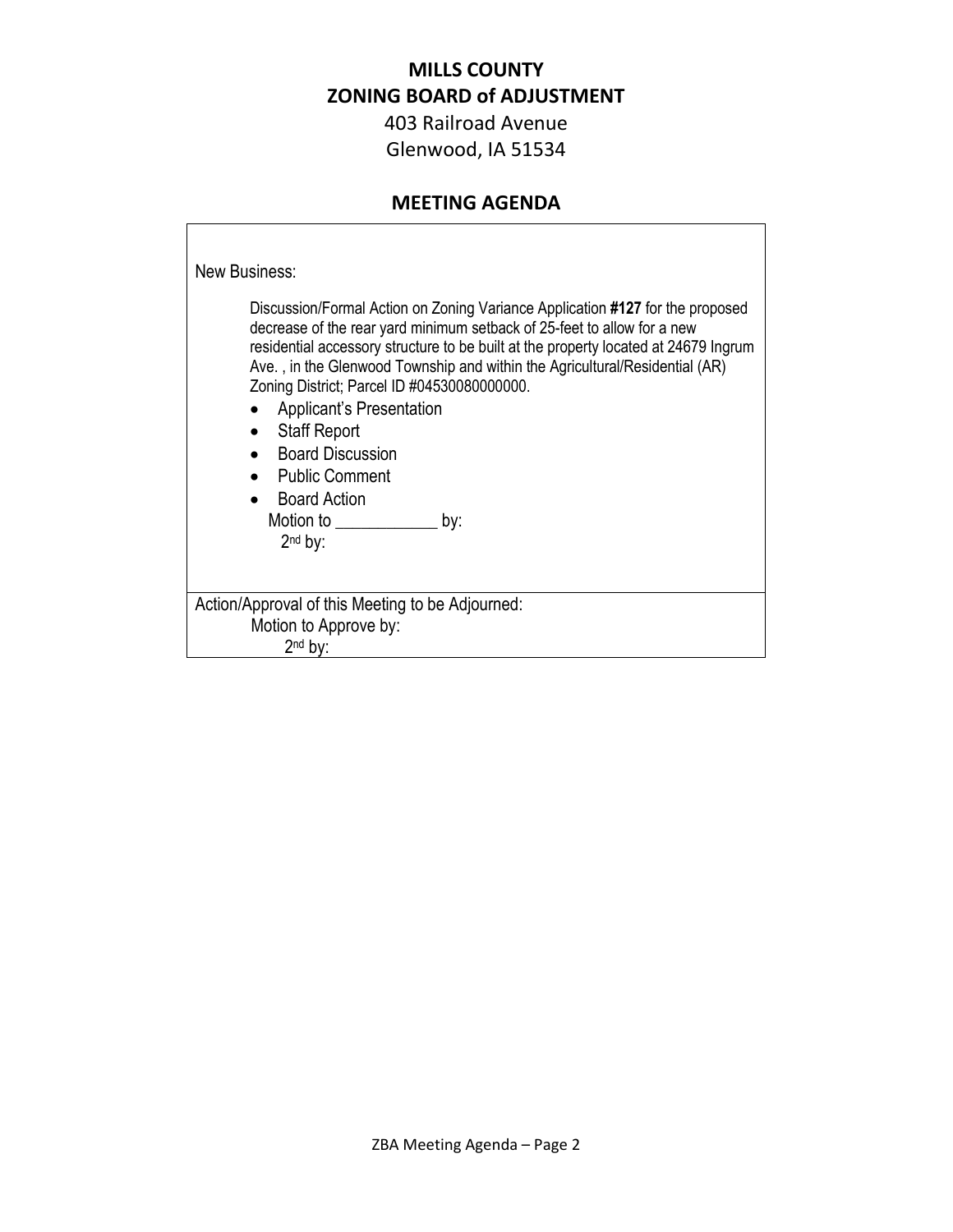**MILLS COUNTY**
**ZONING BOARD of ADJUSTMENT**
403 Railroad Avenue
Glenwood, IA 51534

## MEETING AGENDA

New Business:

Discussion/Formal Action on Zoning Variance Application **#127** for the proposed decrease of the rear yard minimum setback of 25-feet to allow for a new residential accessory structure to be built at the property located at 24679 Ingrum Ave. , in the Glenwood Township and within the Agricultural/Residential (AR) Zoning District; Parcel ID #04530080000000.

- Applicant's Presentation
- Staff Report
- Board Discussion
- Public Comment
- Board Action

Motion to ____________ by:
2nd by:

Action/Approval of this Meeting to be Adjourned:
Motion to Approve by:
2nd by: